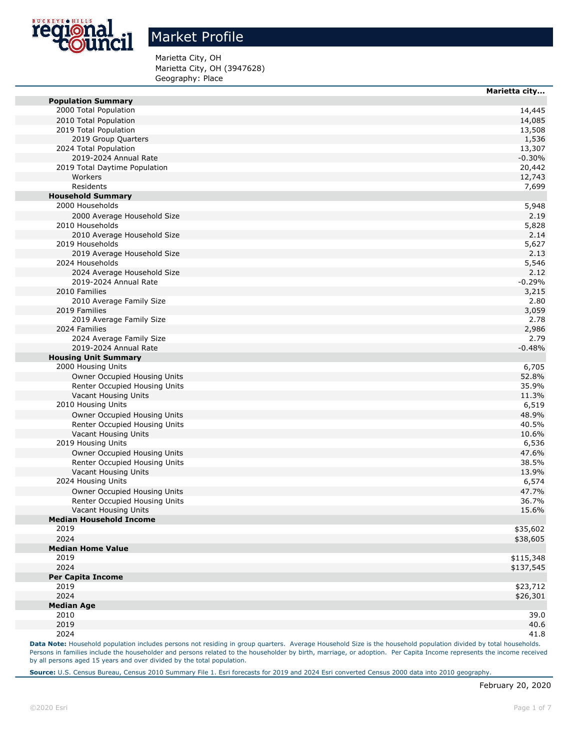# Market Profile

Marietta City, OH
Marietta City, OH (3947628)
Geography: Place

| | Marietta city... |
|---|---|
| **Population Summary** | |
| 2000 Total Population | 14,445 |
| 2010 Total Population | 14,085 |
| 2019 Total Population | 13,508 |
| 2019 Group Quarters | 1,536 |
| 2024 Total Population | 13,307 |
| 2019-2024 Annual Rate | -0.30% |
| 2019 Total Daytime Population | 20,442 |
| Workers | 12,743 |
| Residents | 7,699 |
| **Household Summary** | |
| 2000 Households | 5,948 |
| 2000 Average Household Size | 2.19 |
| 2010 Households | 5,828 |
| 2010 Average Household Size | 2.14 |
| 2019 Households | 5,627 |
| 2019 Average Household Size | 2.13 |
| 2024 Households | 5,546 |
| 2024 Average Household Size | 2.12 |
| 2019-2024 Annual Rate | -0.29% |
| 2010 Families | 3,215 |
| 2010 Average Family Size | 2.80 |
| 2019 Families | 3,059 |
| 2019 Average Family Size | 2.78 |
| 2024 Families | 2,986 |
| 2024 Average Family Size | 2.79 |
| 2019-2024 Annual Rate | -0.48% |
| **Housing Unit Summary** | |
| 2000 Housing Units | 6,705 |
| Owner Occupied Housing Units | 52.8% |
| Renter Occupied Housing Units | 35.9% |
| Vacant Housing Units | 11.3% |
| 2010 Housing Units | 6,519 |
| Owner Occupied Housing Units | 48.9% |
| Renter Occupied Housing Units | 40.5% |
| Vacant Housing Units | 10.6% |
| 2019 Housing Units | 6,536 |
| Owner Occupied Housing Units | 47.6% |
| Renter Occupied Housing Units | 38.5% |
| Vacant Housing Units | 13.9% |
| 2024 Housing Units | 6,574 |
| Owner Occupied Housing Units | 47.7% |
| Renter Occupied Housing Units | 36.7% |
| Vacant Housing Units | 15.6% |
| **Median Household Income** | |
| 2019 | $35,602 |
| 2024 | $38,605 |
| **Median Home Value** | |
| 2019 | $115,348 |
| 2024 | $137,545 |
| **Per Capita Income** | |
| 2019 | $23,712 |
| 2024 | $26,301 |
| **Median Age** | |
| 2010 | 39.0 |
| 2019 | 40.6 |
| 2024 | 41.8 |

**Data Note:** Household population includes persons not residing in group quarters. Average Household Size is the household population divided by total households. Persons in families include the householder and persons related to the householder by birth, marriage, or adoption. Per Capita Income represents the income received by all persons aged 15 years and over divided by the total population.

**Source:** U.S. Census Bureau, Census 2010 Summary File 1. Esri forecasts for 2019 and 2024 Esri converted Census 2000 data into 2010 geography.

February 20, 2020

©2020 Esri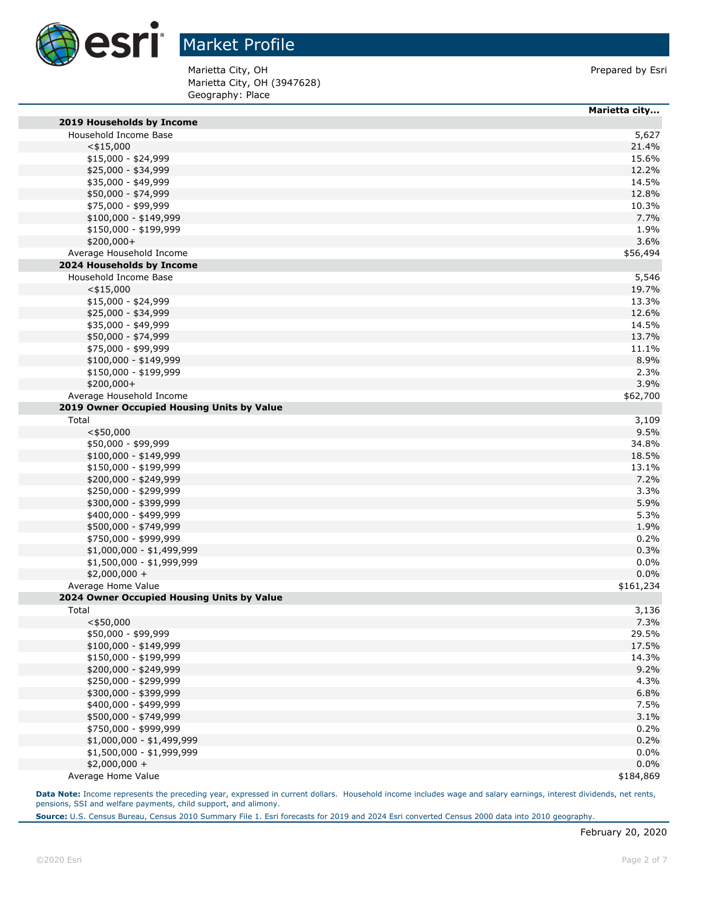# Market Profile

Marietta City, OH
Marietta City, OH (3947628)
Geography: Place

Prepared by Esri

| | Marietta city... |
|---|---|
| **2019 Households by Income** | |
| Household Income Base | 5,627 |
| <$15,000 | 21.4% |
| $15,000 - $24,999 | 15.6% |
| $25,000 - $34,999 | 12.2% |
| $35,000 - $49,999 | 14.5% |
| $50,000 - $74,999 | 12.8% |
| $75,000 - $99,999 | 10.3% |
| $100,000 - $149,999 | 7.7% |
| $150,000 - $199,999 | 1.9% |
| $200,000+ | 3.6% |
| Average Household Income | $56,494 |
| **2024 Households by Income** | |
| Household Income Base | 5,546 |
| <$15,000 | 19.7% |
| $15,000 - $24,999 | 13.3% |
| $25,000 - $34,999 | 12.6% |
| $35,000 - $49,999 | 14.5% |
| $50,000 - $74,999 | 13.7% |
| $75,000 - $99,999 | 11.1% |
| $100,000 - $149,999 | 8.9% |
| $150,000 - $199,999 | 2.3% |
| $200,000+ | 3.9% |
| Average Household Income | $62,700 |
| **2019 Owner Occupied Housing Units by Value** | |
| Total | 3,109 |
| <$50,000 | 9.5% |
| $50,000 - $99,999 | 34.8% |
| $100,000 - $149,999 | 18.5% |
| $150,000 - $199,999 | 13.1% |
| $200,000 - $249,999 | 7.2% |
| $250,000 - $299,999 | 3.3% |
| $300,000 - $399,999 | 5.9% |
| $400,000 - $499,999 | 5.3% |
| $500,000 - $749,999 | 1.9% |
| $750,000 - $999,999 | 0.2% |
| $1,000,000 - $1,499,999 | 0.3% |
| $1,500,000 - $1,999,999 | 0.0% |
| $2,000,000 + | 0.0% |
| Average Home Value | $161,234 |
| **2024 Owner Occupied Housing Units by Value** | |
| Total | 3,136 |
| <$50,000 | 7.3% |
| $50,000 - $99,999 | 29.5% |
| $100,000 - $149,999 | 17.5% |
| $150,000 - $199,999 | 14.3% |
| $200,000 - $249,999 | 9.2% |
| $250,000 - $299,999 | 4.3% |
| $300,000 - $399,999 | 6.8% |
| $400,000 - $499,999 | 7.5% |
| $500,000 - $749,999 | 3.1% |
| $750,000 - $999,999 | 0.2% |
| $1,000,000 - $1,499,999 | 0.2% |
| $1,500,000 - $1,999,999 | 0.0% |
| $2,000,000 + | 0.0% |
| Average Home Value | $184,869 |

**Data Note:** Income represents the preceding year, expressed in current dollars. Household income includes wage and salary earnings, interest dividends, net rents, pensions, SSI and welfare payments, child support, and alimony.

**Source:** U.S. Census Bureau, Census 2010 Summary File 1. Esri forecasts for 2019 and 2024 Esri converted Census 2000 data into 2010 geography.

February 20, 2020

©2020 Esri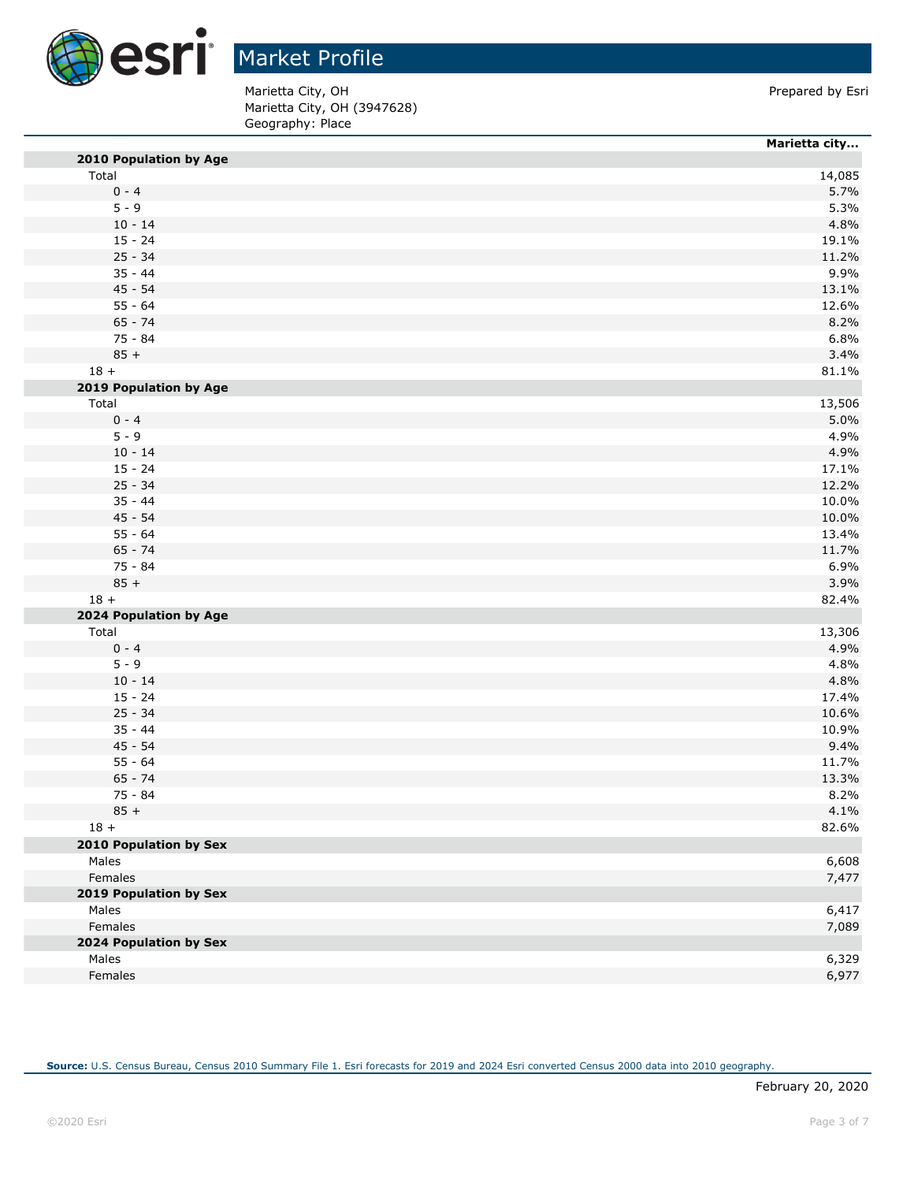# Market Profile

Marietta City, OH
Marietta City, OH (3947628)
Geography: Place

Prepared by Esri

| | Marietta city... |
|---|---|
| **2010 Population by Age** | |
| Total | 14,085 |
| 0 - 4 | 5.7% |
| 5 - 9 | 5.3% |
| 10 - 14 | 4.8% |
| 15 - 24 | 19.1% |
| 25 - 34 | 11.2% |
| 35 - 44 | 9.9% |
| 45 - 54 | 13.1% |
| 55 - 64 | 12.6% |
| 65 - 74 | 8.2% |
| 75 - 84 | 6.8% |
| 85 + | 3.4% |
| 18 + | 81.1% |
| **2019 Population by Age** | |
| Total | 13,506 |
| 0 - 4 | 5.0% |
| 5 - 9 | 4.9% |
| 10 - 14 | 4.9% |
| 15 - 24 | 17.1% |
| 25 - 34 | 12.2% |
| 35 - 44 | 10.0% |
| 45 - 54 | 10.0% |
| 55 - 64 | 13.4% |
| 65 - 74 | 11.7% |
| 75 - 84 | 6.9% |
| 85 + | 3.9% |
| 18 + | 82.4% |
| **2024 Population by Age** | |
| Total | 13,306 |
| 0 - 4 | 4.9% |
| 5 - 9 | 4.8% |
| 10 - 14 | 4.8% |
| 15 - 24 | 17.4% |
| 25 - 34 | 10.6% |
| 35 - 44 | 10.9% |
| 45 - 54 | 9.4% |
| 55 - 64 | 11.7% |
| 65 - 74 | 13.3% |
| 75 - 84 | 8.2% |
| 85 + | 4.1% |
| 18 + | 82.6% |
| **2010 Population by Sex** | |
| Males | 6,608 |
| Females | 7,477 |
| **2019 Population by Sex** | |
| Males | 6,417 |
| Females | 7,089 |
| **2024 Population by Sex** | |
| Males | 6,329 |
| Females | 6,977 |

**Source:** U.S. Census Bureau, Census 2010 Summary File 1. Esri forecasts for 2019 and 2024 Esri converted Census 2000 data into 2010 geography.

February 20, 2020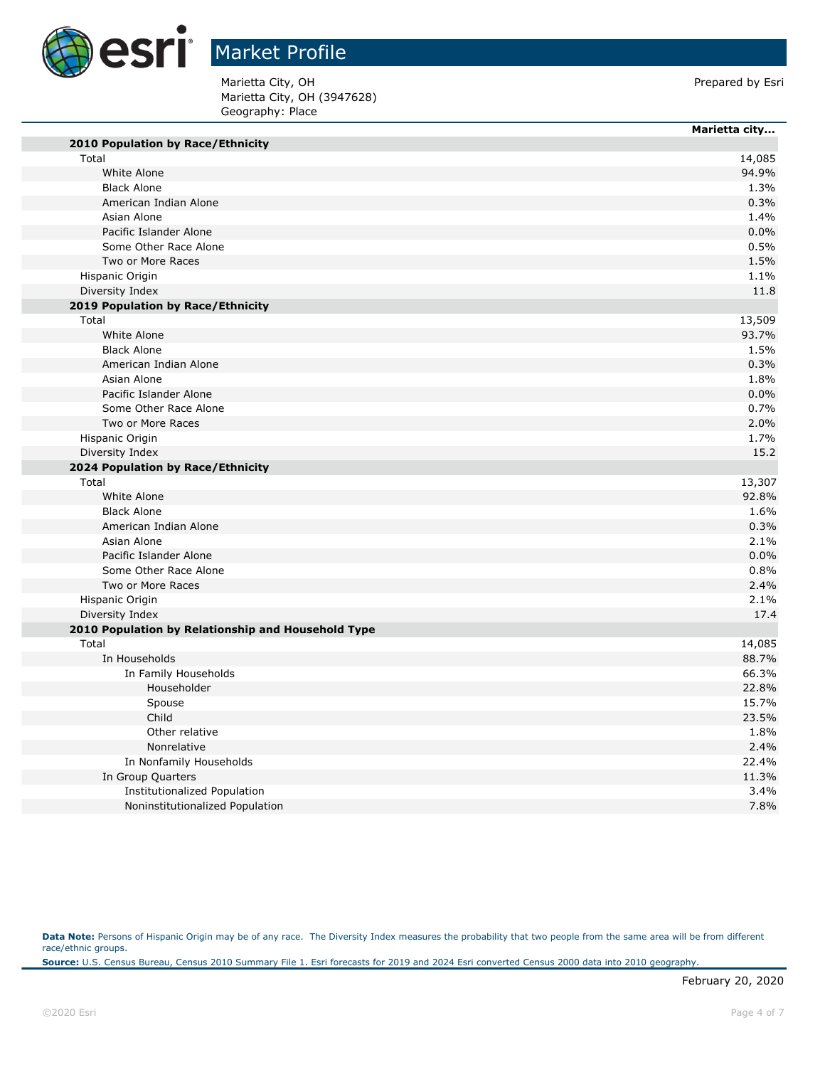# Market Profile

Marietta City, OH
Marietta City, OH (3947628)
Geography: Place

Prepared by Esri

| | Marietta city... |
|---|---|
| **2010 Population by Race/Ethnicity** | |
| Total | 14,085 |
| White Alone | 94.9% |
| Black Alone | 1.3% |
| American Indian Alone | 0.3% |
| Asian Alone | 1.4% |
| Pacific Islander Alone | 0.0% |
| Some Other Race Alone | 0.5% |
| Two or More Races | 1.5% |
| Hispanic Origin | 1.1% |
| Diversity Index | 11.8 |
| **2019 Population by Race/Ethnicity** | |
| Total | 13,509 |
| White Alone | 93.7% |
| Black Alone | 1.5% |
| American Indian Alone | 0.3% |
| Asian Alone | 1.8% |
| Pacific Islander Alone | 0.0% |
| Some Other Race Alone | 0.7% |
| Two or More Races | 2.0% |
| Hispanic Origin | 1.7% |
| Diversity Index | 15.2 |
| **2024 Population by Race/Ethnicity** | |
| Total | 13,307 |
| White Alone | 92.8% |
| Black Alone | 1.6% |
| American Indian Alone | 0.3% |
| Asian Alone | 2.1% |
| Pacific Islander Alone | 0.0% |
| Some Other Race Alone | 0.8% |
| Two or More Races | 2.4% |
| Hispanic Origin | 2.1% |
| Diversity Index | 17.4 |
| **2010 Population by Relationship and Household Type** | |
| Total | 14,085 |
| In Households | 88.7% |
| In Family Households | 66.3% |
| Householder | 22.8% |
| Spouse | 15.7% |
| Child | 23.5% |
| Other relative | 1.8% |
| Nonrelative | 2.4% |
| In Nonfamily Households | 22.4% |
| In Group Quarters | 11.3% |
| Institutionalized Population | 3.4% |
| Noninstitutionalized Population | 7.8% |

**Data Note:** Persons of Hispanic Origin may be of any race. The Diversity Index measures the probability that two people from the same area will be from different race/ethnic groups.

**Source:** U.S. Census Bureau, Census 2010 Summary File 1. Esri forecasts for 2019 and 2024 Esri converted Census 2000 data into 2010 geography.

February 20, 2020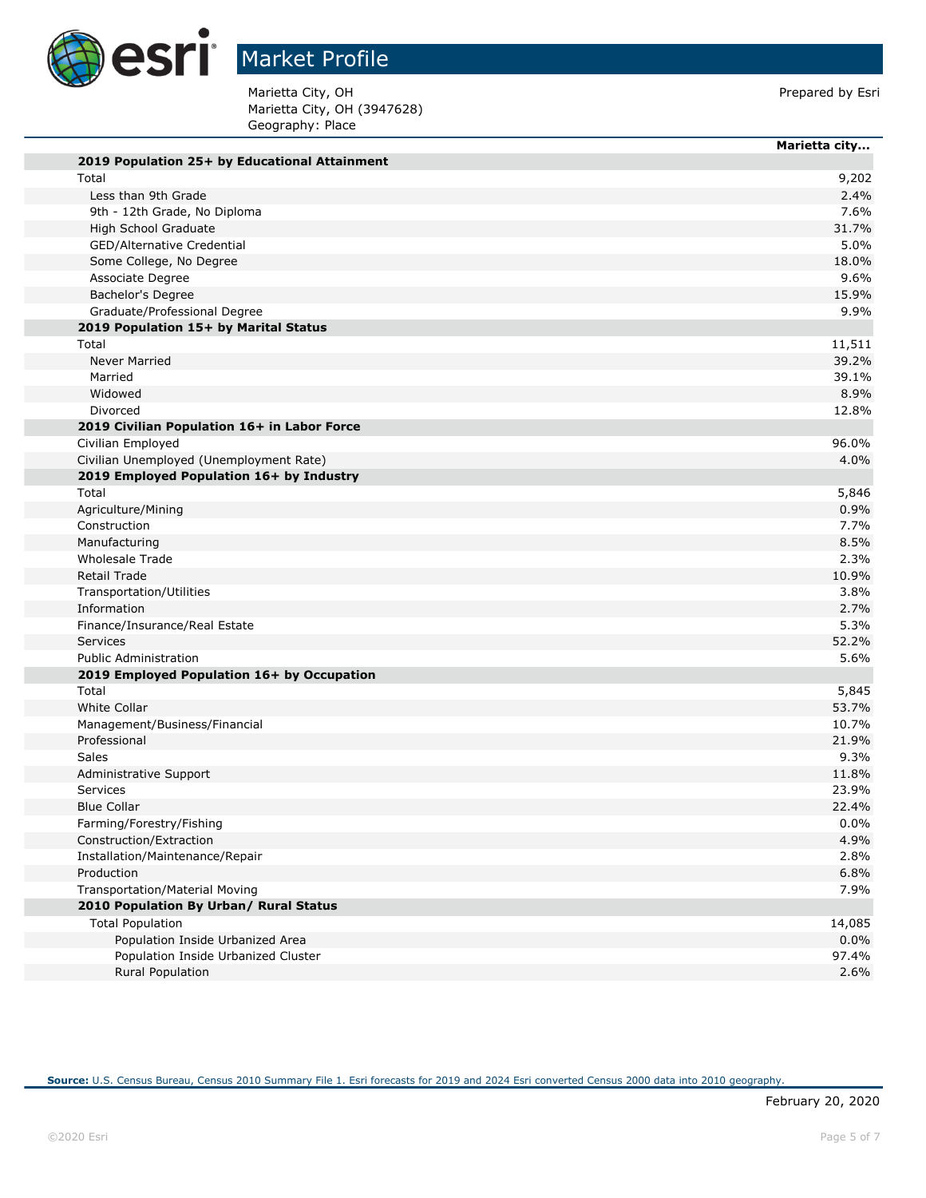# Market Profile

Marietta City, OH
Marietta City, OH (3947628)
Geography: Place

Prepared by Esri

| | Marietta city... |
|---|---|
| **2019 Population 25+ by Educational Attainment** | |
| Total | 9,202 |
| Less than 9th Grade | 2.4% |
| 9th - 12th Grade, No Diploma | 7.6% |
| High School Graduate | 31.7% |
| GED/Alternative Credential | 5.0% |
| Some College, No Degree | 18.0% |
| Associate Degree | 9.6% |
| Bachelor's Degree | 15.9% |
| Graduate/Professional Degree | 9.9% |
| **2019 Population 15+ by Marital Status** | |
| Total | 11,511 |
| Never Married | 39.2% |
| Married | 39.1% |
| Widowed | 8.9% |
| Divorced | 12.8% |
| **2019 Civilian Population 16+ in Labor Force** | |
| Civilian Employed | 96.0% |
| Civilian Unemployed (Unemployment Rate) | 4.0% |
| **2019 Employed Population 16+ by Industry** | |
| Total | 5,846 |
| Agriculture/Mining | 0.9% |
| Construction | 7.7% |
| Manufacturing | 8.5% |
| Wholesale Trade | 2.3% |
| Retail Trade | 10.9% |
| Transportation/Utilities | 3.8% |
| Information | 2.7% |
| Finance/Insurance/Real Estate | 5.3% |
| Services | 52.2% |
| Public Administration | 5.6% |
| **2019 Employed Population 16+ by Occupation** | |
| Total | 5,845 |
| White Collar | 53.7% |
| Management/Business/Financial | 10.7% |
| Professional | 21.9% |
| Sales | 9.3% |
| Administrative Support | 11.8% |
| Services | 23.9% |
| Blue Collar | 22.4% |
| Farming/Forestry/Fishing | 0.0% |
| Construction/Extraction | 4.9% |
| Installation/Maintenance/Repair | 2.8% |
| Production | 6.8% |
| Transportation/Material Moving | 7.9% |
| **2010 Population By Urban/ Rural Status** | |
| Total Population | 14,085 |
| Population Inside Urbanized Area | 0.0% |
| Population Inside Urbanized Cluster | 97.4% |
| Rural Population | 2.6% |

**Source:** U.S. Census Bureau, Census 2010 Summary File 1. Esri forecasts for 2019 and 2024 Esri converted Census 2000 data into 2010 geography.

February 20, 2020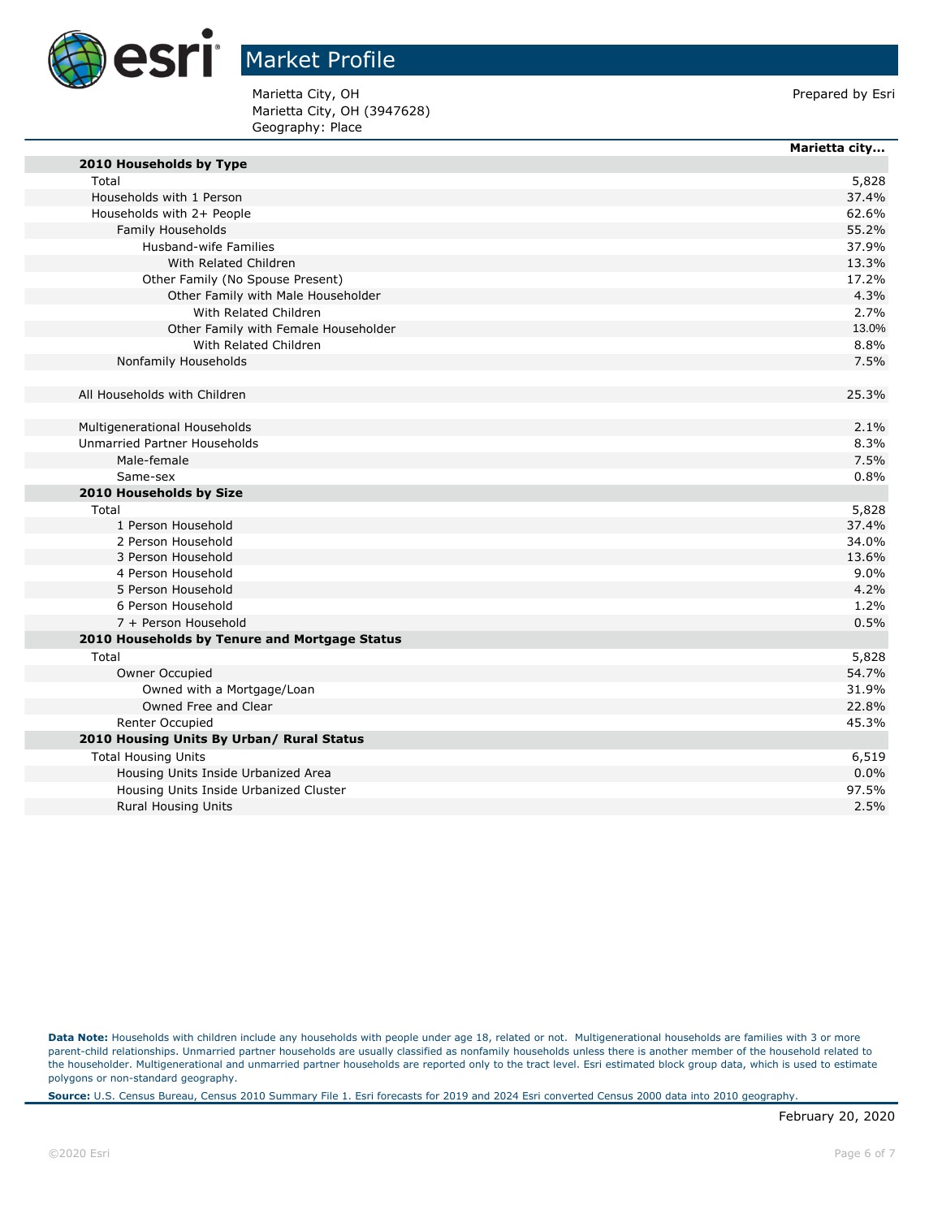# Market Profile

Marietta City, OH
Marietta City, OH (3947628)
Geography: Place

Prepared by Esri

| | Marietta city... |
|---|---|
| **2010 Households by Type** | |
| Total | 5,828 |
| Households with 1 Person | 37.4% |
| Households with 2+ People | 62.6% |
| Family Households | 55.2% |
| Husband-wife Families | 37.9% |
| With Related Children | 13.3% |
| Other Family (No Spouse Present) | 17.2% |
| Other Family with Male Householder | 4.3% |
| With Related Children | 2.7% |
| Other Family with Female Householder | 13.0% |
| With Related Children | 8.8% |
| Nonfamily Households | 7.5% |
| | |
| All Households with Children | 25.3% |
| | |
| Multigenerational Households | 2.1% |
| Unmarried Partner Households | 8.3% |
| Male-female | 7.5% |
| Same-sex | 0.8% |
| **2010 Households by Size** | |
| Total | 5,828 |
| 1 Person Household | 37.4% |
| 2 Person Household | 34.0% |
| 3 Person Household | 13.6% |
| 4 Person Household | 9.0% |
| 5 Person Household | 4.2% |
| 6 Person Household | 1.2% |
| 7 + Person Household | 0.5% |
| **2010 Households by Tenure and Mortgage Status** | |
| Total | 5,828 |
| Owner Occupied | 54.7% |
| Owned with a Mortgage/Loan | 31.9% |
| Owned Free and Clear | 22.8% |
| Renter Occupied | 45.3% |
| **2010 Housing Units By Urban/ Rural Status** | |
| Total Housing Units | 6,519 |
| Housing Units Inside Urbanized Area | 0.0% |
| Housing Units Inside Urbanized Cluster | 97.5% |
| Rural Housing Units | 2.5% |

**Data Note:** Households with children include any households with people under age 18, related or not. Multigenerational households are families with 3 or more parent-child relationships. Unmarried partner households are usually classified as nonfamily households unless there is another member of the household related to the householder. Multigenerational and unmarried partner households are reported only to the tract level. Esri estimated block group data, which is used to estimate polygons or non-standard geography.

**Source:** U.S. Census Bureau, Census 2010 Summary File 1. Esri forecasts for 2019 and 2024 Esri converted Census 2000 data into 2010 geography.

February 20, 2020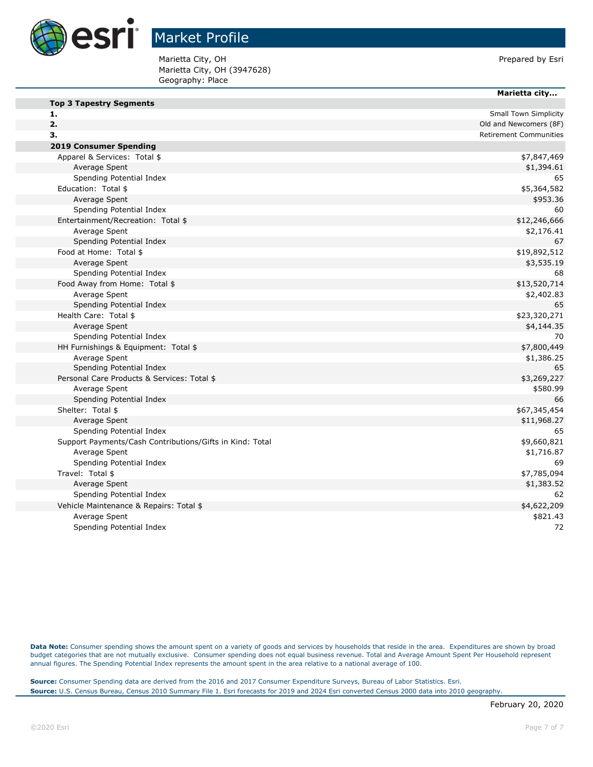# Market Profile

Marietta City, OH
Marietta City, OH (3947628)
Geography: Place

Prepared by Esri

| | Marietta city... |
|---|---|
| **Top 3 Tapestry Segments** | |
| 1. | Small Town Simplicity |
| 2. | Old and Newcomers (8F) |
| 3. | Retirement Communities |
| **2019 Consumer Spending** | |
| Apparel & Services: Total $ | $7,847,469 |
| Average Spent | $1,394.61 |
| Spending Potential Index | 65 |
| Education: Total $ | $5,364,582 |
| Average Spent | $953.36 |
| Spending Potential Index | 60 |
| Entertainment/Recreation: Total $ | $12,246,666 |
| Average Spent | $2,176.41 |
| Spending Potential Index | 67 |
| Food at Home: Total $ | $19,892,512 |
| Average Spent | $3,535.19 |
| Spending Potential Index | 68 |
| Food Away from Home: Total $ | $13,520,714 |
| Average Spent | $2,402.83 |
| Spending Potential Index | 65 |
| Health Care: Total $ | $23,320,271 |
| Average Spent | $4,144.35 |
| Spending Potential Index | 70 |
| HH Furnishings & Equipment: Total $ | $7,800,449 |
| Average Spent | $1,386.25 |
| Spending Potential Index | 65 |
| Personal Care Products & Services: Total $ | $3,269,227 |
| Average Spent | $580.99 |
| Spending Potential Index | 66 |
| Shelter: Total $ | $67,345,454 |
| Average Spent | $11,968.27 |
| Spending Potential Index | 65 |
| Support Payments/Cash Contributions/Gifts in Kind: Total | $9,660,821 |
| Average Spent | $1,716.87 |
| Spending Potential Index | 69 |
| Travel: Total $ | $7,785,094 |
| Average Spent | $1,383.52 |
| Spending Potential Index | 62 |
| Vehicle Maintenance & Repairs: Total $ | $4,622,209 |
| Average Spent | $821.43 |
| Spending Potential Index | 72 |

**Data Note:** Consumer spending shows the amount spent on a variety of goods and services by households that reside in the area. Expenditures are shown by broad budget categories that are not mutually exclusive. Consumer spending does not equal business revenue. Total and Average Amount Spent Per Household represent annual figures. The Spending Potential Index represents the amount spent in the area relative to a national average of 100.

**Source:** Consumer Spending data are derived from the 2016 and 2017 Consumer Expenditure Surveys, Bureau of Labor Statistics. Esri.
**Source:** U.S. Census Bureau, Census 2010 Summary File 1. Esri forecasts for 2019 and 2024 Esri converted Census 2000 data into 2010 geography.

February 20, 2020